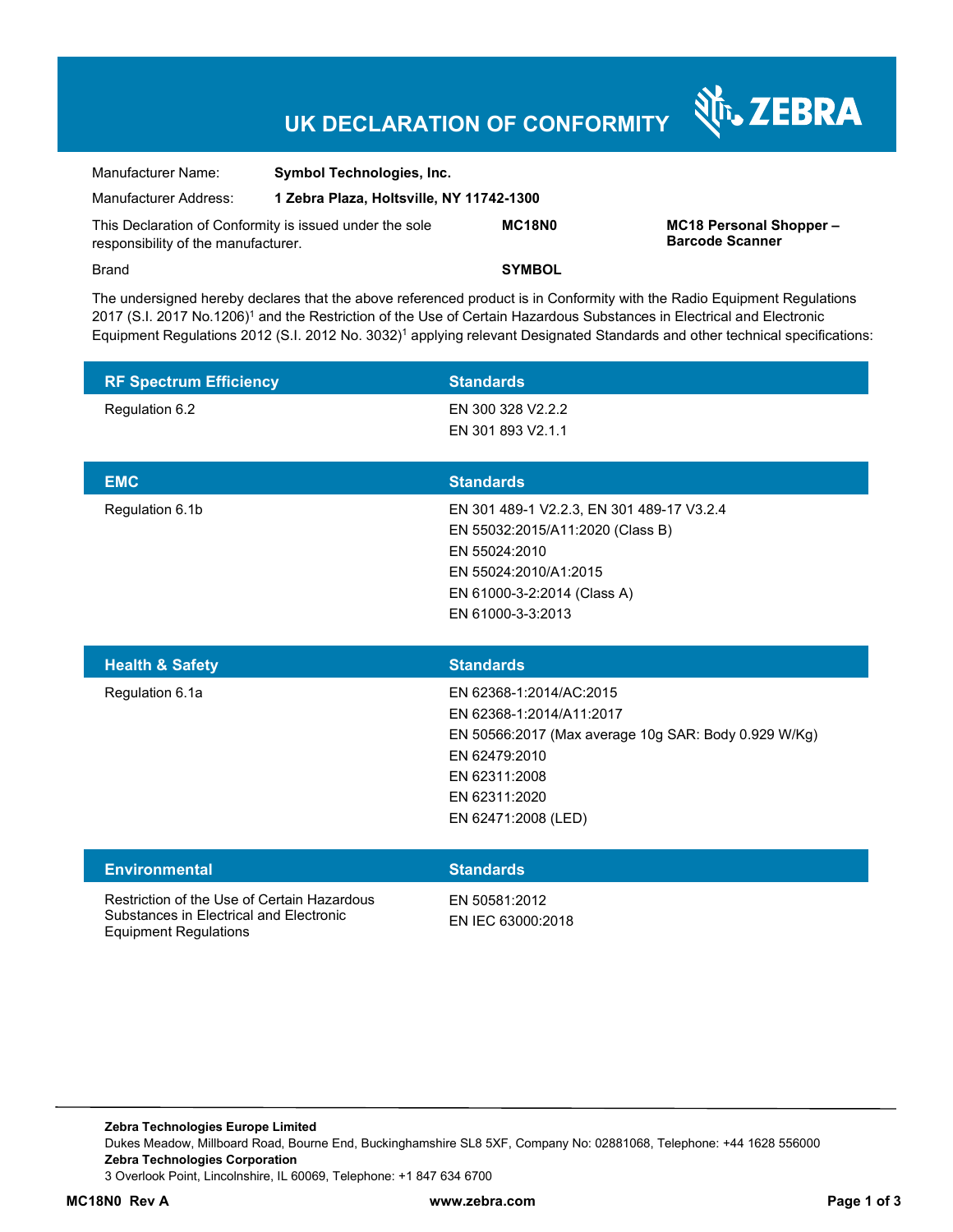# UK DECLARATION OF CONFORMITY

ZEBRA

| | | | |
|---|---|---|---|
| Manufacturer Name: | **Symbol Technologies, Inc.** | | |
| Manufacturer Address: | **1 Zebra Plaza, Holtsville, NY 11742-1300** | | |
| This Declaration of Conformity is issued under the sole responsibility of the manufacturer. | | **MC18N0** | **MC18 Personal Shopper – Barcode Scanner** |
| Brand | | **SYMBOL** | |

The undersigned hereby declares that the above referenced product is in Conformity with the Radio Equipment Regulations 2017 (S.I. 2017 No.1206)[1] and the Restriction of the Use of Certain Hazardous Substances in Electrical and Electronic Equipment Regulations 2012 (S.I. 2012 No. 3032)[1] applying relevant Designated Standards and other technical specifications:

| RF Spectrum Efficiency | Standards |
|---|---|
| Regulation 6.2 | EN 300 328 V2.2.2<br>EN 301 893 V2.1.1 |

| EMC | Standards |
|---|---|
| Regulation 6.1b | EN 301 489-1 V2.2.3, EN 301 489-17 V3.2.4<br>EN 55032:2015/A11:2020 (Class B)<br>EN 55024:2010<br>EN 55024:2010/A1:2015<br>EN 61000-3-2:2014 (Class A)<br>EN 61000-3-3:2013 |

| Health & Safety | Standards |
|---|---|
| Regulation 6.1a | EN 62368-1:2014/AC:2015<br>EN 62368-1:2014/A11:2017<br>EN 50566:2017 (Max average 10g SAR: Body 0.929 W/Kg)<br>EN 62479:2010<br>EN 62311:2008<br>EN 62311:2020<br>EN 62471:2008 (LED) |

| Environmental | Standards |
|---|---|
| Restriction of the Use of Certain Hazardous Substances in Electrical and Electronic Equipment Regulations | EN 50581:2012<br>EN IEC 63000:2018 |

**Zebra Technologies Europe Limited**
Dukes Meadow, Millboard Road, Bourne End, Buckinghamshire SL8 5XF, Company No: 02881068, Telephone: +44 1628 556000
**Zebra Technologies Corporation**
3 Overlook Point, Lincolnshire, IL 60069, Telephone: +1 847 634 6700

**MC18N0 Rev A** | **www.zebra.com**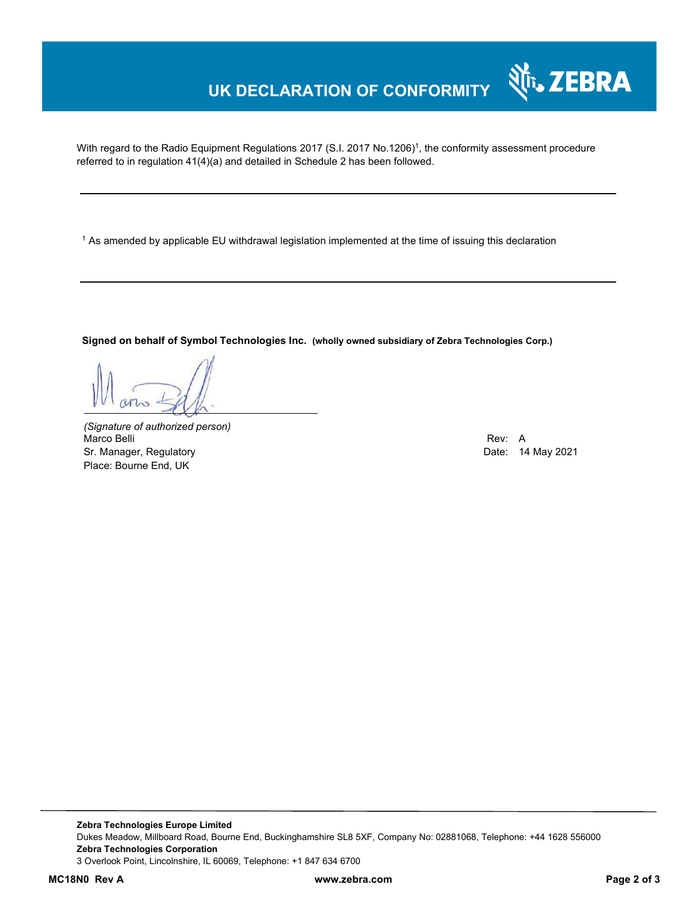# UK DECLARATION OF CONFORMITY

With regard to the Radio Equipment Regulations 2017 (S.I. 2017 No.1206)[1], the conformity assessment procedure referred to in regulation 41(4)(a) and detailed in Schedule 2 has been followed.

---

[1] As amended by applicable EU withdrawal legislation implemented at the time of issuing this declaration

---

**Signed on behalf of Symbol Technologies Inc.** **(wholly owned subsidiary of Zebra Technologies Corp.)**

*(Signature of authorized person)*
Marco Belli
Sr. Manager, Regulatory
Place: Bourne End, UK

Rev: A
Date: 14 May 2021

**Zebra Technologies Europe Limited**
Dukes Meadow, Millboard Road, Bourne End, Buckinghamshire SL8 5XF, Company No: 02881068, Telephone: +44 1628 556000
**Zebra Technologies Corporation**
3 Overlook Point, Lincolnshire, IL 60069, Telephone: +1 847 634 6700

**MC18N0 Rev A** **www.zebra.com**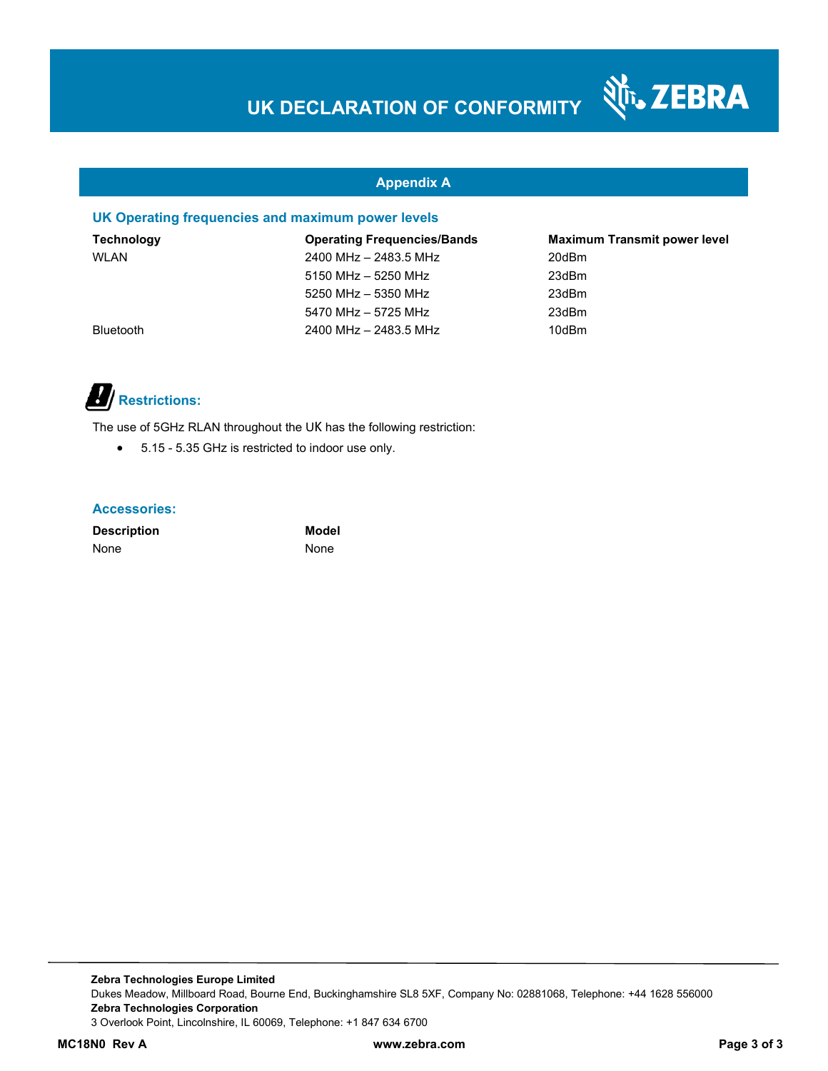# UK DECLARATION OF CONFORMITY

## Appendix A

### UK Operating frequencies and maximum power levels

| Technology | Operating Frequencies/Bands | Maximum Transmit power level |
|---|---|---|
| WLAN | 2400 MHz – 2483.5 MHz | 20dBm |
| | 5150 MHz – 5250 MHz | 23dBm |
| | 5250 MHz – 5350 MHz | 23dBm |
| | 5470 MHz – 5725 MHz | 23dBm |
| Bluetooth | 2400 MHz – 2483.5 MHz | 10dBm |

### Restrictions:

The use of 5GHz RLAN throughout the UK has the following restriction:

- 5.15 - 5.35 GHz is restricted to indoor use only.

### Accessories:

| Description | Model |
|---|---|
| None | None |

**Zebra Technologies Europe Limited**
Dukes Meadow, Millboard Road, Bourne End, Buckinghamshire SL8 5XF, Company No: 02881068, Telephone: +44 1628 556000
**Zebra Technologies Corporation**
3 Overlook Point, Lincolnshire, IL 60069, Telephone: +1 847 634 6700

**MC18N0 Rev A** **www.zebra.com**